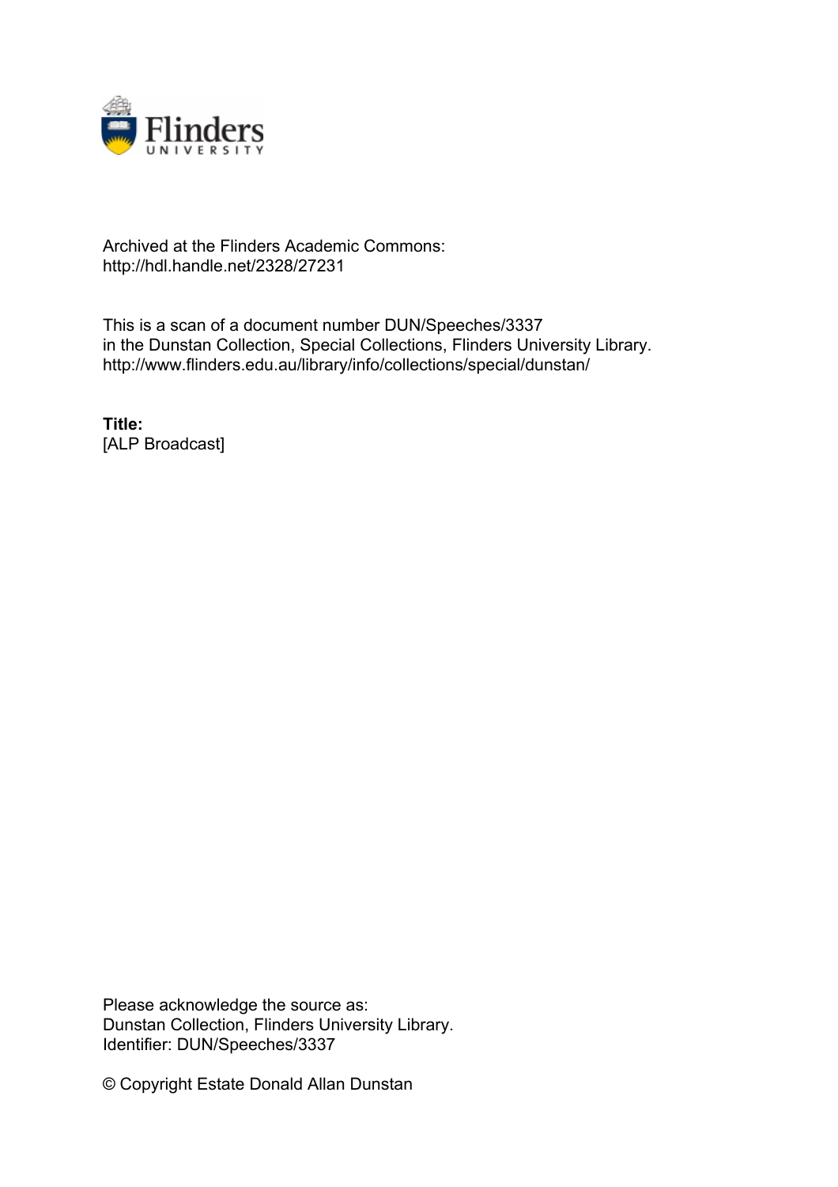Archived at the Flinders Academic Commons:
http://hdl.handle.net/2328/27231

This is a scan of a document number DUN/Speeches/3337
in the Dunstan Collection, Special Collections, Flinders University Library.
http://www.flinders.edu.au/library/info/collections/special/dunstan/

**Title:**
[ALP Broadcast]

Please acknowledge the source as:
Dunstan Collection, Flinders University Library.
Identifier: DUN/Speeches/3337

© Copyright Estate Donald Allan Dunstan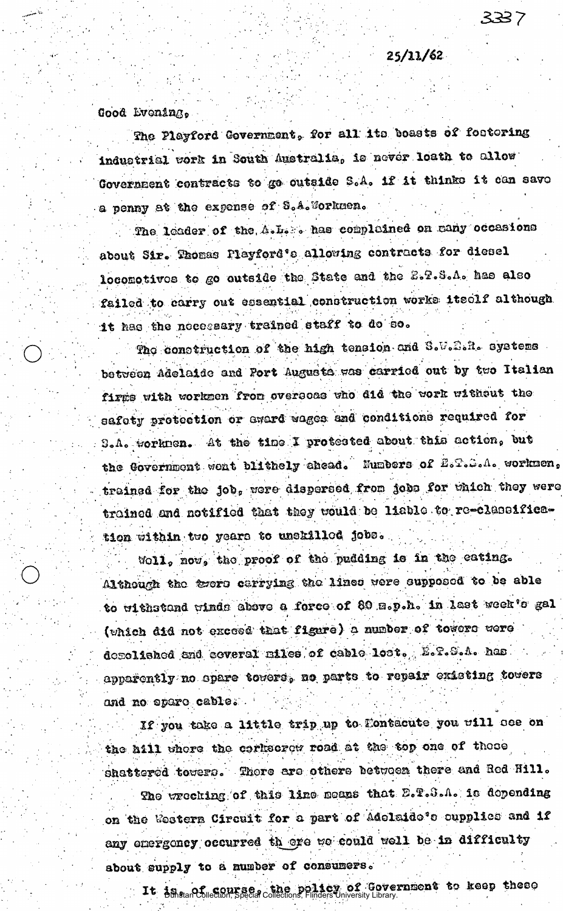25/11/62

Good Evening,

The Playford Government, for all its boasts of fostering industrial work in South Australia, is never loath to allow Government contracts to go outside S.A. if it thinks it can save a penny at the expense of S.A. Workmen.

The leader of the A.L.P. has complained on many occasions about Sir. Thomas Playford's allowing contracts for diesel locomotives to go outside the State and the E.T.S.A. has also failed to carry out essential construction works itself although it has the necessary trained staff to do so.

The construction of the high tension and S.W.E.R. systems between Adelaide and Port Augusta was carried out by two Italian firms with workmen from overseas who did the work without the safety protection or award wages and conditions required for S.A. workmen. At the time I protested about this action, but the Government went blithely ahead. Numbers of E.T.S.A. workmen, trained for the job, were dispersed from jobs for which they were trained and notified that they would be liable to re-classification within two years to unskilled jobs.

Well, now, the proof of the pudding is in the eating. Although the towers carrying the lines were supposed to be able to withstand winds above a force of 80 m.p.h. in last week's gal (which did not exceed that figure) a number of towers were demolished and several miles of cable lost. E.T.S.A. has apparently no spare towers, no parts to repair existing towers and no spare cable.

If you take a little trip up to Montacute you will see on the hill where the corkscrew road at the top one of those shattered towers. There are others between there and Red Hill.

The wrecking of this line means that E.T.S.A. is depending on the Western Circuit for a part of Adelaide's supplies and if any emergency occurred th ere we could well be in difficulty about supply to a number of consumers.

It is, of course, the policy of Government to keep these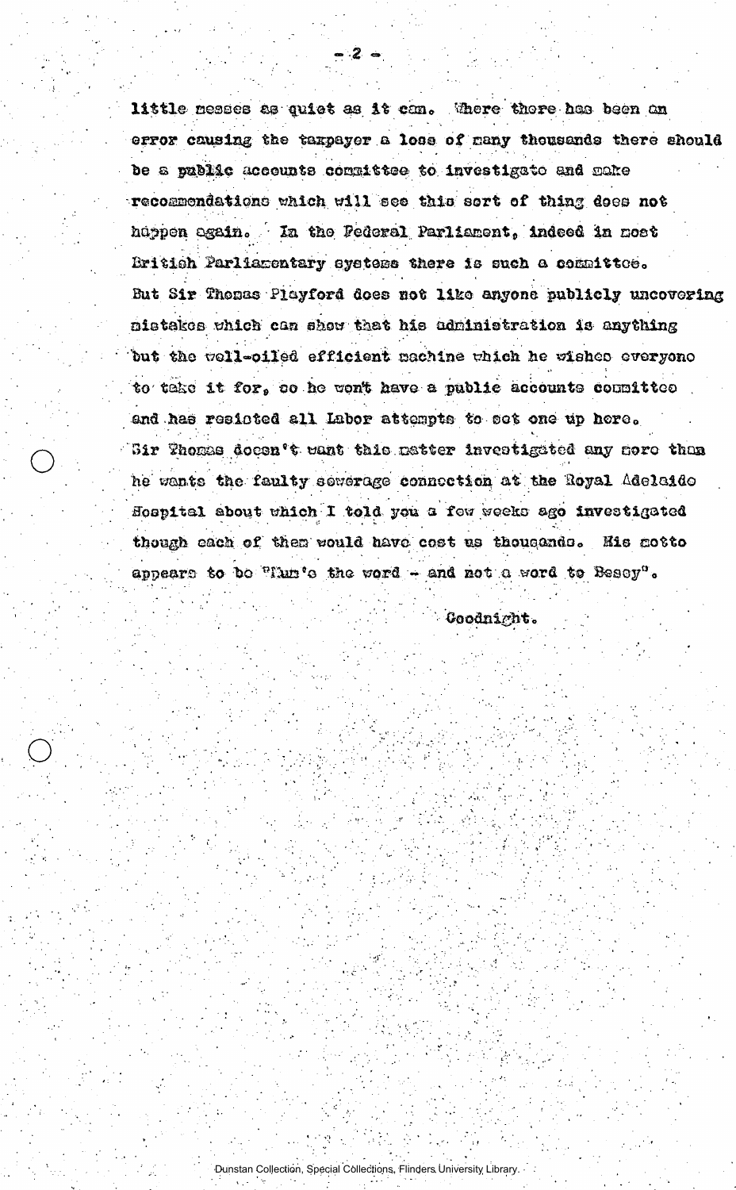little messes as quiet as it can. Where there has been an error causing the taxpayer a loss of many thousands there should be a public accounts committee to investigate and make recommendations which will see this sort of thing does not happen again. In the Federal Parliament, indeed in most British Parliamentary systems there is such a committee. But Sir Thomas Playford does not like anyone publicly uncovering mistakes which can show that his administration is anything but the well-oiled efficient machine which he wishes everyone to take it for, so he won't have a public accounts committee and has resisted all Labor attempts to set one up here. Sir Thomas doesn't want this matter investigated any more than he wants the faulty sewerage connection at the Royal Adelaide Hospital about which I told you a few weeks ago investigated though each of them would have cost us thousands. His motto appears to be "Mum's the word - and not a word to Bessy".

Goodnight.